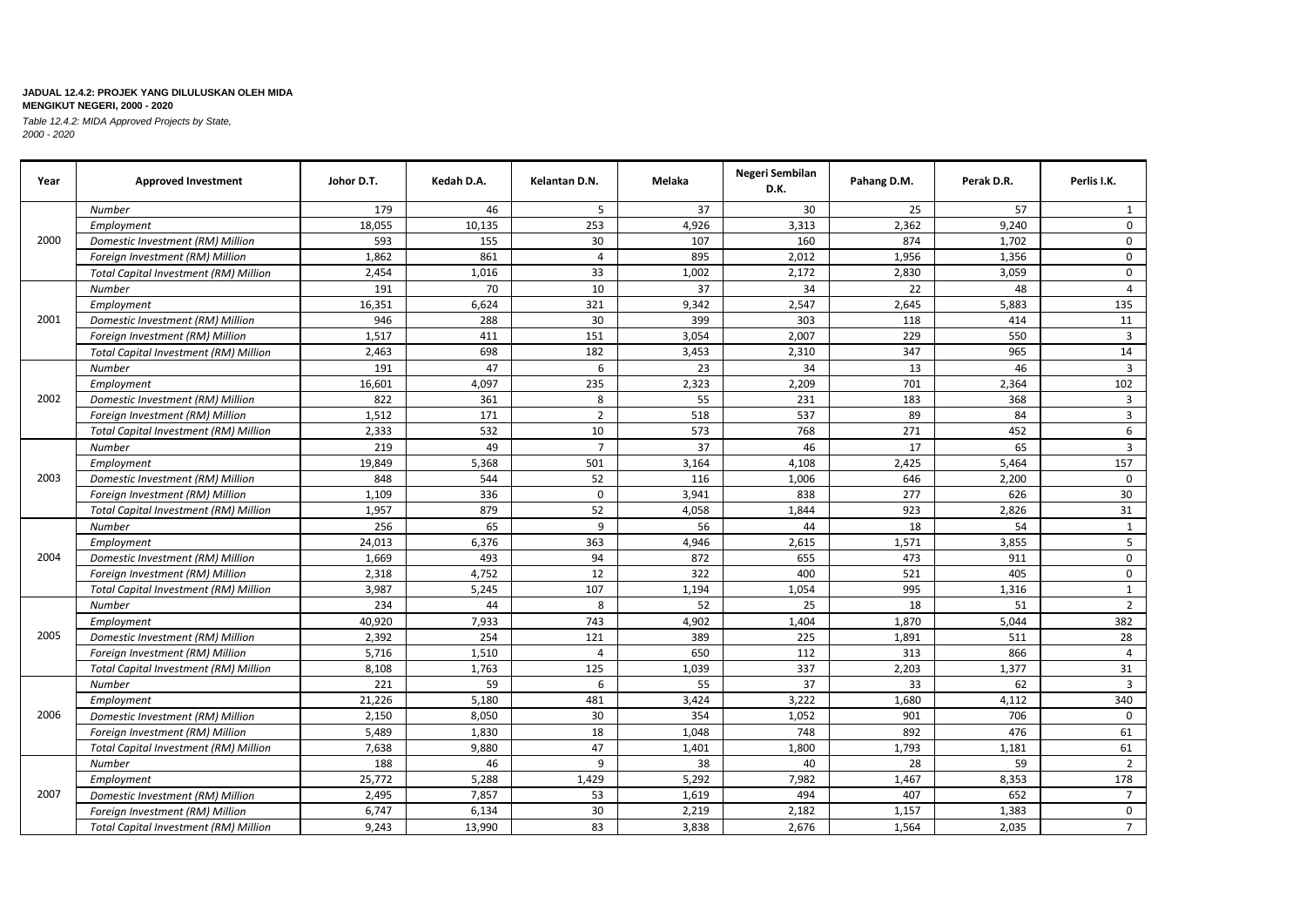**JADUAL 12.4.2: PROJEK YANG DILULUSKAN OLEH MIDA**
**MENGIKUT NEGERI, 2000 - 2020**

*Table 12.4.2: MIDA Approved Projects by State,*
*2000 - 2020*

| Year | Approved Investment | Johor D.T. | Kedah D.A. | Kelantan D.N. | Melaka | Negeri Sembilan D.K. | Pahang D.M. | Perak D.R. | Perlis I.K. |
|---|---|---|---|---|---|---|---|---|---|
| 2000 | *Number* | 179 | 46 | 5 | 37 | 30 | 25 | 57 | 1 |
| | *Employment* | 18,055 | 10,135 | 253 | 4,926 | 3,313 | 2,362 | 9,240 | 0 |
| | *Domestic Investment (RM) Million* | 593 | 155 | 30 | 107 | 160 | 874 | 1,702 | 0 |
| | *Foreign Investment (RM) Million* | 1,862 | 861 | 4 | 895 | 2,012 | 1,956 | 1,356 | 0 |
| | *Total Capital Investment (RM) Million* | 2,454 | 1,016 | 33 | 1,002 | 2,172 | 2,830 | 3,059 | 0 |
| 2001 | *Number* | 191 | 70 | 10 | 37 | 34 | 22 | 48 | 4 |
| | *Employment* | 16,351 | 6,624 | 321 | 9,342 | 2,547 | 2,645 | 5,883 | 135 |
| | *Domestic Investment (RM) Million* | 946 | 288 | 30 | 399 | 303 | 118 | 414 | 11 |
| | *Foreign Investment (RM) Million* | 1,517 | 411 | 151 | 3,054 | 2,007 | 229 | 550 | 3 |
| | *Total Capital Investment (RM) Million* | 2,463 | 698 | 182 | 3,453 | 2,310 | 347 | 965 | 14 |
| 2002 | *Number* | 191 | 47 | 6 | 23 | 34 | 13 | 46 | 3 |
| | *Employment* | 16,601 | 4,097 | 235 | 2,323 | 2,209 | 701 | 2,364 | 102 |
| | *Domestic Investment (RM) Million* | 822 | 361 | 8 | 55 | 231 | 183 | 368 | 3 |
| | *Foreign Investment (RM) Million* | 1,512 | 171 | 2 | 518 | 537 | 89 | 84 | 3 |
| | *Total Capital Investment (RM) Million* | 2,333 | 532 | 10 | 573 | 768 | 271 | 452 | 6 |
| 2003 | *Number* | 219 | 49 | 7 | 37 | 46 | 17 | 65 | 3 |
| | *Employment* | 19,849 | 5,368 | 501 | 3,164 | 4,108 | 2,425 | 5,464 | 157 |
| | *Domestic Investment (RM) Million* | 848 | 544 | 52 | 116 | 1,006 | 646 | 2,200 | 0 |
| | *Foreign Investment (RM) Million* | 1,109 | 336 | 0 | 3,941 | 838 | 277 | 626 | 30 |
| | *Total Capital Investment (RM) Million* | 1,957 | 879 | 52 | 4,058 | 1,844 | 923 | 2,826 | 31 |
| 2004 | *Number* | 256 | 65 | 9 | 56 | 44 | 18 | 54 | 1 |
| | *Employment* | 24,013 | 6,376 | 363 | 4,946 | 2,615 | 1,571 | 3,855 | 5 |
| | *Domestic Investment (RM) Million* | 1,669 | 493 | 94 | 872 | 655 | 473 | 911 | 0 |
| | *Foreign Investment (RM) Million* | 2,318 | 4,752 | 12 | 322 | 400 | 521 | 405 | 0 |
| | *Total Capital Investment (RM) Million* | 3,987 | 5,245 | 107 | 1,194 | 1,054 | 995 | 1,316 | 1 |
| 2005 | *Number* | 234 | 44 | 8 | 52 | 25 | 18 | 51 | 2 |
| | *Employment* | 40,920 | 7,933 | 743 | 4,902 | 1,404 | 1,870 | 5,044 | 382 |
| | *Domestic Investment (RM) Million* | 2,392 | 254 | 121 | 389 | 225 | 1,891 | 511 | 28 |
| | *Foreign Investment (RM) Million* | 5,716 | 1,510 | 4 | 650 | 112 | 313 | 866 | 4 |
| | *Total Capital Investment (RM) Million* | 8,108 | 1,763 | 125 | 1,039 | 337 | 2,203 | 1,377 | 31 |
| 2006 | *Number* | 221 | 59 | 6 | 55 | 37 | 33 | 62 | 3 |
| | *Employment* | 21,226 | 5,180 | 481 | 3,424 | 3,222 | 1,680 | 4,112 | 340 |
| | *Domestic Investment (RM) Million* | 2,150 | 8,050 | 30 | 354 | 1,052 | 901 | 706 | 0 |
| | *Foreign Investment (RM) Million* | 5,489 | 1,830 | 18 | 1,048 | 748 | 892 | 476 | 61 |
| | *Total Capital Investment (RM) Million* | 7,638 | 9,880 | 47 | 1,401 | 1,800 | 1,793 | 1,181 | 61 |
| 2007 | *Number* | 188 | 46 | 9 | 38 | 40 | 28 | 59 | 2 |
| | *Employment* | 25,772 | 5,288 | 1,429 | 5,292 | 7,982 | 1,467 | 8,353 | 178 |
| | *Domestic Investment (RM) Million* | 2,495 | 7,857 | 53 | 1,619 | 494 | 407 | 652 | 7 |
| | *Foreign Investment (RM) Million* | 6,747 | 6,134 | 30 | 2,219 | 2,182 | 1,157 | 1,383 | 0 |
| | *Total Capital Investment (RM) Million* | 9,243 | 13,990 | 83 | 3,838 | 2,676 | 1,564 | 2,035 | 7 |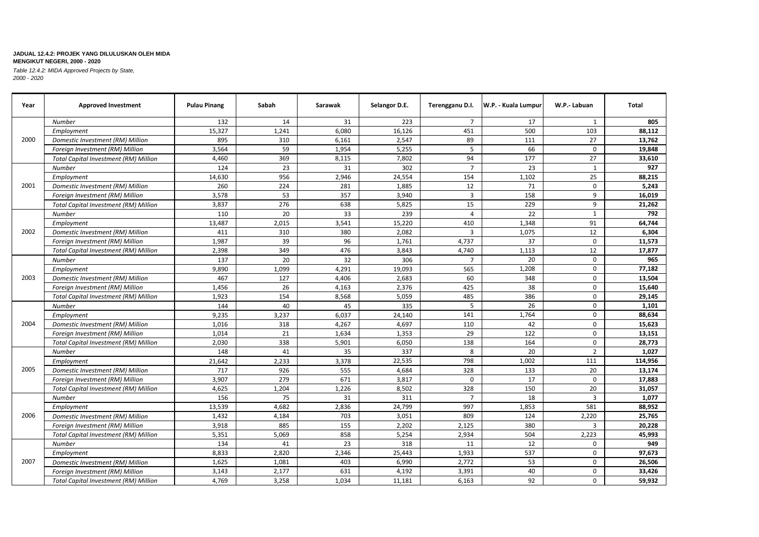**JADUAL 12.4.2: PROJEK YANG DILULUSKAN OLEH MIDA MENGIKUT NEGERI, 2000 - 2020**

*Table 12.4.2: MIDA Approved Projects by State, 2000 - 2020*

| Year | Approved Investment | Pulau Pinang | Sabah | Sarawak | Selangor D.E. | Terengganu D.I. | W.P. - Kuala Lumpur | W.P.- Labuan | Total |
|---|---|---|---|---|---|---|---|---|---|
| 2000 | *Number* | 132 | 14 | 31 | 223 | 7 | 17 | 1 | **805** |
| | *Employment* | 15,327 | 1,241 | 6,080 | 16,126 | 451 | 500 | 103 | **88,112** |
| | *Domestic Investment (RM) Million* | 895 | 310 | 6,161 | 2,547 | 89 | 111 | 27 | **13,762** |
| | *Foreign Investment (RM) Million* | 3,564 | 59 | 1,954 | 5,255 | 5 | 66 | 0 | **19,848** |
| | *Total Capital Investment (RM) Million* | 4,460 | 369 | 8,115 | 7,802 | 94 | 177 | 27 | **33,610** |
| 2001 | *Number* | 124 | 23 | 31 | 302 | 7 | 23 | 1 | **927** |
| | *Employment* | 14,630 | 956 | 2,946 | 24,554 | 154 | 1,102 | 25 | **88,215** |
| | *Domestic Investment (RM) Million* | 260 | 224 | 281 | 1,885 | 12 | 71 | 0 | **5,243** |
| | *Foreign Investment (RM) Million* | 3,578 | 53 | 357 | 3,940 | 3 | 158 | 9 | **16,019** |
| | *Total Capital Investment (RM) Million* | 3,837 | 276 | 638 | 5,825 | 15 | 229 | 9 | **21,262** |
| 2002 | *Number* | 110 | 20 | 33 | 239 | 4 | 22 | 1 | **792** |
| | *Employment* | 13,487 | 2,015 | 3,541 | 15,220 | 410 | 1,348 | 91 | **64,744** |
| | *Domestic Investment (RM) Million* | 411 | 310 | 380 | 2,082 | 3 | 1,075 | 12 | **6,304** |
| | *Foreign Investment (RM) Million* | 1,987 | 39 | 96 | 1,761 | 4,737 | 37 | 0 | **11,573** |
| | *Total Capital Investment (RM) Million* | 2,398 | 349 | 476 | 3,843 | 4,740 | 1,113 | 12 | **17,877** |
| 2003 | *Number* | 137 | 20 | 32 | 306 | 7 | 20 | 0 | **965** |
| | *Employment* | 9,890 | 1,099 | 4,291 | 19,093 | 565 | 1,208 | 0 | **77,182** |
| | *Domestic Investment (RM) Million* | 467 | 127 | 4,406 | 2,683 | 60 | 348 | 0 | **13,504** |
| | *Foreign Investment (RM) Million* | 1,456 | 26 | 4,163 | 2,376 | 425 | 38 | 0 | **15,640** |
| | *Total Capital Investment (RM) Million* | 1,923 | 154 | 8,568 | 5,059 | 485 | 386 | 0 | **29,145** |
| 2004 | *Number* | 144 | 40 | 45 | 335 | 5 | 26 | 0 | **1,101** |
| | *Employment* | 9,235 | 3,237 | 6,037 | 24,140 | 141 | 1,764 | 0 | **88,634** |
| | *Domestic Investment (RM) Million* | 1,016 | 318 | 4,267 | 4,697 | 110 | 42 | 0 | **15,623** |
| | *Foreign Investment (RM) Million* | 1,014 | 21 | 1,634 | 1,353 | 29 | 122 | 0 | **13,151** |
| | *Total Capital Investment (RM) Million* | 2,030 | 338 | 5,901 | 6,050 | 138 | 164 | 0 | **28,773** |
| 2005 | *Number* | 148 | 41 | 35 | 337 | 8 | 20 | 2 | **1,027** |
| | *Employment* | 21,642 | 2,233 | 3,378 | 22,535 | 798 | 1,002 | 111 | **114,956** |
| | *Domestic Investment (RM) Million* | 717 | 926 | 555 | 4,684 | 328 | 133 | 20 | **13,174** |
| | *Foreign Investment (RM) Million* | 3,907 | 279 | 671 | 3,817 | 0 | 17 | 0 | **17,883** |
| | *Total Capital Investment (RM) Million* | 4,625 | 1,204 | 1,226 | 8,502 | 328 | 150 | 20 | **31,057** |
| 2006 | *Number* | 156 | 75 | 31 | 311 | 7 | 18 | 3 | **1,077** |
| | *Employment* | 13,539 | 4,682 | 2,836 | 24,799 | 997 | 1,853 | 581 | **88,952** |
| | *Domestic Investment (RM) Million* | 1,432 | 4,184 | 703 | 3,051 | 809 | 124 | 2,220 | **25,765** |
| | *Foreign Investment (RM) Million* | 3,918 | 885 | 155 | 2,202 | 2,125 | 380 | 3 | **20,228** |
| | *Total Capital Investment (RM) Million* | 5,351 | 5,069 | 858 | 5,254 | 2,934 | 504 | 2,223 | **45,993** |
| 2007 | *Number* | 134 | 41 | 23 | 318 | 11 | 12 | 0 | **949** |
| | *Employment* | 8,833 | 2,820 | 2,346 | 25,443 | 1,933 | 537 | 0 | **97,673** |
| | *Domestic Investment (RM) Million* | 1,625 | 1,081 | 403 | 6,990 | 2,772 | 53 | 0 | **26,506** |
| | *Foreign Investment (RM) Million* | 3,143 | 2,177 | 631 | 4,192 | 3,391 | 40 | 0 | **33,426** |
| | *Total Capital Investment (RM) Million* | 4,769 | 3,258 | 1,034 | 11,181 | 6,163 | 92 | 0 | **59,932** |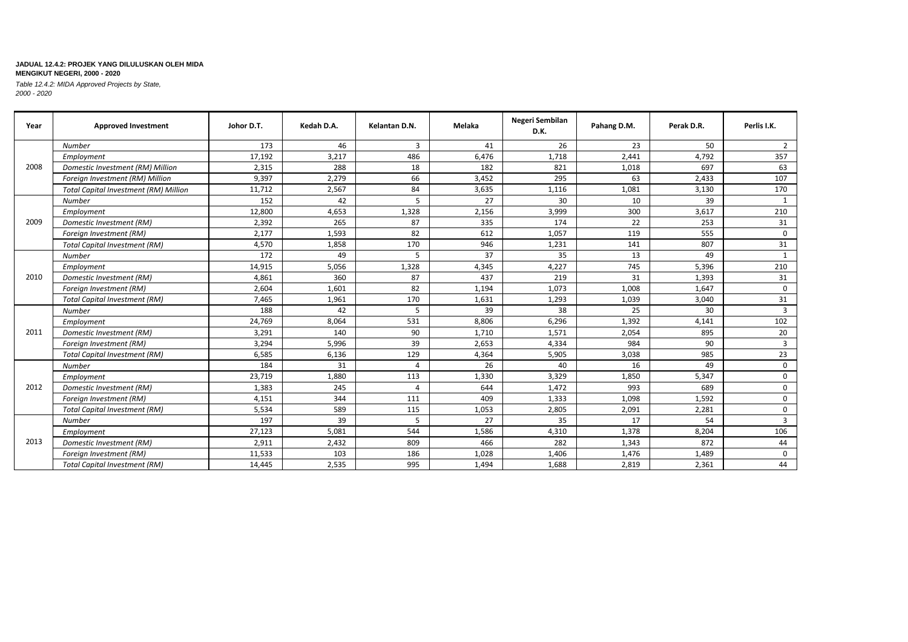**JADUAL 12.4.2: PROJEK YANG DILULUSKAN OLEH MIDA MENGIKUT NEGERI, 2000 - 2020**

*Table 12.4.2: MIDA Approved Projects by State, 2000 - 2020*

| Year | Approved Investment | Johor D.T. | Kedah D.A. | Kelantan D.N. | Melaka | Negeri Sembilan D.K. | Pahang D.M. | Perak D.R. | Perlis I.K. |
|---|---|---|---|---|---|---|---|---|---|
| 2008 | *Number* | 173 | 46 | 3 | 41 | 26 | 23 | 50 | 2 |
| | *Employment* | 17,192 | 3,217 | 486 | 6,476 | 1,718 | 2,441 | 4,792 | 357 |
| | *Domestic Investment (RM) Million* | 2,315 | 288 | 18 | 182 | 821 | 1,018 | 697 | 63 |
| | *Foreign Investment (RM) Million* | 9,397 | 2,279 | 66 | 3,452 | 295 | 63 | 2,433 | 107 |
| | *Total Capital Investment (RM) Million* | 11,712 | 2,567 | 84 | 3,635 | 1,116 | 1,081 | 3,130 | 170 |
| 2009 | *Number* | 152 | 42 | 5 | 27 | 30 | 10 | 39 | 1 |
| | *Employment* | 12,800 | 4,653 | 1,328 | 2,156 | 3,999 | 300 | 3,617 | 210 |
| | *Domestic Investment (RM)* | 2,392 | 265 | 87 | 335 | 174 | 22 | 253 | 31 |
| | *Foreign Investment (RM)* | 2,177 | 1,593 | 82 | 612 | 1,057 | 119 | 555 | 0 |
| | *Total Capital Investment (RM)* | 4,570 | 1,858 | 170 | 946 | 1,231 | 141 | 807 | 31 |
| 2010 | *Number* | 172 | 49 | 5 | 37 | 35 | 13 | 49 | 1 |
| | *Employment* | 14,915 | 5,056 | 1,328 | 4,345 | 4,227 | 745 | 5,396 | 210 |
| | *Domestic Investment (RM)* | 4,861 | 360 | 87 | 437 | 219 | 31 | 1,393 | 31 |
| | *Foreign Investment (RM)* | 2,604 | 1,601 | 82 | 1,194 | 1,073 | 1,008 | 1,647 | 0 |
| | *Total Capital Investment (RM)* | 7,465 | 1,961 | 170 | 1,631 | 1,293 | 1,039 | 3,040 | 31 |
| 2011 | *Number* | 188 | 42 | 5 | 39 | 38 | 25 | 30 | 3 |
| | *Employment* | 24,769 | 8,064 | 531 | 8,806 | 6,296 | 1,392 | 4,141 | 102 |
| | *Domestic Investment (RM)* | 3,291 | 140 | 90 | 1,710 | 1,571 | 2,054 | 895 | 20 |
| | *Foreign Investment (RM)* | 3,294 | 5,996 | 39 | 2,653 | 4,334 | 984 | 90 | 3 |
| | *Total Capital Investment (RM)* | 6,585 | 6,136 | 129 | 4,364 | 5,905 | 3,038 | 985 | 23 |
| 2012 | *Number* | 184 | 31 | 4 | 26 | 40 | 16 | 49 | 0 |
| | *Employment* | 23,719 | 1,880 | 113 | 1,330 | 3,329 | 1,850 | 5,347 | 0 |
| | *Domestic Investment (RM)* | 1,383 | 245 | 4 | 644 | 1,472 | 993 | 689 | 0 |
| | *Foreign Investment (RM)* | 4,151 | 344 | 111 | 409 | 1,333 | 1,098 | 1,592 | 0 |
| | *Total Capital Investment (RM)* | 5,534 | 589 | 115 | 1,053 | 2,805 | 2,091 | 2,281 | 0 |
| 2013 | *Number* | 197 | 39 | 5 | 27 | 35 | 17 | 54 | 3 |
| | *Employment* | 27,123 | 5,081 | 544 | 1,586 | 4,310 | 1,378 | 8,204 | 106 |
| | *Domestic Investment (RM)* | 2,911 | 2,432 | 809 | 466 | 282 | 1,343 | 872 | 44 |
| | *Foreign Investment (RM)* | 11,533 | 103 | 186 | 1,028 | 1,406 | 1,476 | 1,489 | 0 |
| | *Total Capital Investment (RM)* | 14,445 | 2,535 | 995 | 1,494 | 1,688 | 2,819 | 2,361 | 44 |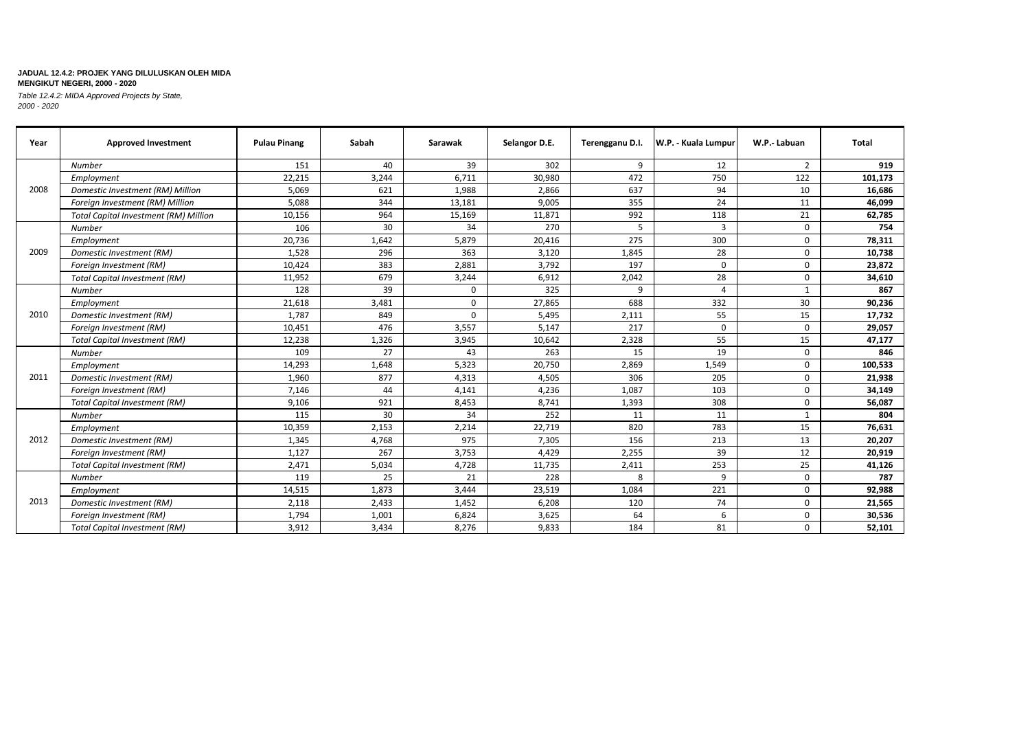**JADUAL 12.4.2: PROJEK YANG DILULUSKAN OLEH MIDA MENGIKUT NEGERI, 2000 - 2020**

*Table 12.4.2: MIDA Approved Projects by State, 2000 - 2020*

| Year | Approved Investment | Pulau Pinang | Sabah | Sarawak | Selangor D.E. | Terengganu D.I. | W.P. - Kuala Lumpur | W.P.- Labuan | Total |
|---|---|---|---|---|---|---|---|---|---|
| 2008 | *Number* | 151 | 40 | 39 | 302 | 9 | 12 | 2 | **919** |
| | *Employment* | 22,215 | 3,244 | 6,711 | 30,980 | 472 | 750 | 122 | **101,173** |
| | *Domestic Investment (RM) Million* | 5,069 | 621 | 1,988 | 2,866 | 637 | 94 | 10 | **16,686** |
| | *Foreign Investment (RM) Million* | 5,088 | 344 | 13,181 | 9,005 | 355 | 24 | 11 | **46,099** |
| | *Total Capital Investment (RM) Million* | 10,156 | 964 | 15,169 | 11,871 | 992 | 118 | 21 | **62,785** |
| 2009 | *Number* | 106 | 30 | 34 | 270 | 5 | 3 | 0 | **754** |
| | *Employment* | 20,736 | 1,642 | 5,879 | 20,416 | 275 | 300 | 0 | **78,311** |
| | *Domestic Investment (RM)* | 1,528 | 296 | 363 | 3,120 | 1,845 | 28 | 0 | **10,738** |
| | *Foreign Investment (RM)* | 10,424 | 383 | 2,881 | 3,792 | 197 | 0 | 0 | **23,872** |
| | *Total Capital Investment (RM)* | 11,952 | 679 | 3,244 | 6,912 | 2,042 | 28 | 0 | **34,610** |
| 2010 | *Number* | 128 | 39 | 0 | 325 | 9 | 4 | 1 | **867** |
| | *Employment* | 21,618 | 3,481 | 0 | 27,865 | 688 | 332 | 30 | **90,236** |
| | *Domestic Investment (RM)* | 1,787 | 849 | 0 | 5,495 | 2,111 | 55 | 15 | **17,732** |
| | *Foreign Investment (RM)* | 10,451 | 476 | 3,557 | 5,147 | 217 | 0 | 0 | **29,057** |
| | *Total Capital Investment (RM)* | 12,238 | 1,326 | 3,945 | 10,642 | 2,328 | 55 | 15 | **47,177** |
| 2011 | *Number* | 109 | 27 | 43 | 263 | 15 | 19 | 0 | **846** |
| | *Employment* | 14,293 | 1,648 | 5,323 | 20,750 | 2,869 | 1,549 | 0 | **100,533** |
| | *Domestic Investment (RM)* | 1,960 | 877 | 4,313 | 4,505 | 306 | 205 | 0 | **21,938** |
| | *Foreign Investment (RM)* | 7,146 | 44 | 4,141 | 4,236 | 1,087 | 103 | 0 | **34,149** |
| | *Total Capital Investment (RM)* | 9,106 | 921 | 8,453 | 8,741 | 1,393 | 308 | 0 | **56,087** |
| 2012 | *Number* | 115 | 30 | 34 | 252 | 11 | 11 | 1 | **804** |
| | *Employment* | 10,359 | 2,153 | 2,214 | 22,719 | 820 | 783 | 15 | **76,631** |
| | *Domestic Investment (RM)* | 1,345 | 4,768 | 975 | 7,305 | 156 | 213 | 13 | **20,207** |
| | *Foreign Investment (RM)* | 1,127 | 267 | 3,753 | 4,429 | 2,255 | 39 | 12 | **20,919** |
| | *Total Capital Investment (RM)* | 2,471 | 5,034 | 4,728 | 11,735 | 2,411 | 253 | 25 | **41,126** |
| 2013 | *Number* | 119 | 25 | 21 | 228 | 8 | 9 | 0 | **787** |
| | *Employment* | 14,515 | 1,873 | 3,444 | 23,519 | 1,084 | 221 | 0 | **92,988** |
| | *Domestic Investment (RM)* | 2,118 | 2,433 | 1,452 | 6,208 | 120 | 74 | 0 | **21,565** |
| | *Foreign Investment (RM)* | 1,794 | 1,001 | 6,824 | 3,625 | 64 | 6 | 0 | **30,536** |
| | *Total Capital Investment (RM)* | 3,912 | 3,434 | 8,276 | 9,833 | 184 | 81 | 0 | **52,101** |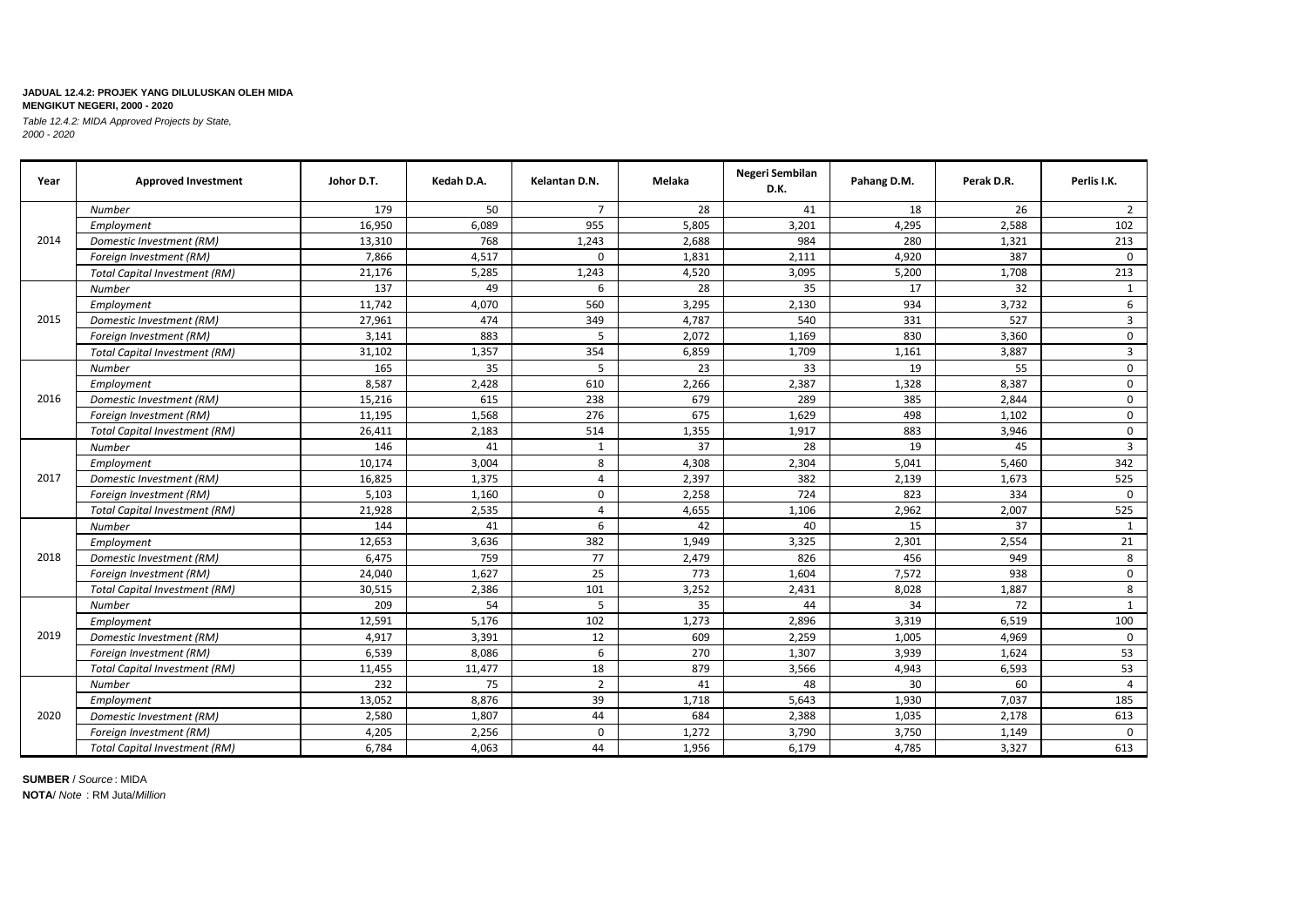**JADUAL 12.4.2: PROJEK YANG DILULUSKAN OLEH MIDA MENGIKUT NEGERI, 2000 - 2020**

*Table 12.4.2: MIDA Approved Projects by State, 2000 - 2020*

| Year | Approved Investment | Johor D.T. | Kedah D.A. | Kelantan D.N. | Melaka | Negeri Sembilan D.K. | Pahang D.M. | Perak D.R. | Perlis I.K. |
|---|---|---|---|---|---|---|---|---|---|
| 2014 | *Number* | 179 | 50 | 7 | 28 | 41 | 18 | 26 | 2 |
| | *Employment* | 16,950 | 6,089 | 955 | 5,805 | 3,201 | 4,295 | 2,588 | 102 |
| | *Domestic Investment (RM)* | 13,310 | 768 | 1,243 | 2,688 | 984 | 280 | 1,321 | 213 |
| | *Foreign Investment (RM)* | 7,866 | 4,517 | 0 | 1,831 | 2,111 | 4,920 | 387 | 0 |
| | *Total Capital Investment (RM)* | 21,176 | 5,285 | 1,243 | 4,520 | 3,095 | 5,200 | 1,708 | 213 |
| 2015 | *Number* | 137 | 49 | 6 | 28 | 35 | 17 | 32 | 1 |
| | *Employment* | 11,742 | 4,070 | 560 | 3,295 | 2,130 | 934 | 3,732 | 6 |
| | *Domestic Investment (RM)* | 27,961 | 474 | 349 | 4,787 | 540 | 331 | 527 | 3 |
| | *Foreign Investment (RM)* | 3,141 | 883 | 5 | 2,072 | 1,169 | 830 | 3,360 | 0 |
| | *Total Capital Investment (RM)* | 31,102 | 1,357 | 354 | 6,859 | 1,709 | 1,161 | 3,887 | 3 |
| 2016 | *Number* | 165 | 35 | 5 | 23 | 33 | 19 | 55 | 0 |
| | *Employment* | 8,587 | 2,428 | 610 | 2,266 | 2,387 | 1,328 | 8,387 | 0 |
| | *Domestic Investment (RM)* | 15,216 | 615 | 238 | 679 | 289 | 385 | 2,844 | 0 |
| | *Foreign Investment (RM)* | 11,195 | 1,568 | 276 | 675 | 1,629 | 498 | 1,102 | 0 |
| | *Total Capital Investment (RM)* | 26,411 | 2,183 | 514 | 1,355 | 1,917 | 883 | 3,946 | 0 |
| 2017 | *Number* | 146 | 41 | 1 | 37 | 28 | 19 | 45 | 3 |
| | *Employment* | 10,174 | 3,004 | 8 | 4,308 | 2,304 | 5,041 | 5,460 | 342 |
| | *Domestic Investment (RM)* | 16,825 | 1,375 | 4 | 2,397 | 382 | 2,139 | 1,673 | 525 |
| | *Foreign Investment (RM)* | 5,103 | 1,160 | 0 | 2,258 | 724 | 823 | 334 | 0 |
| | *Total Capital Investment (RM)* | 21,928 | 2,535 | 4 | 4,655 | 1,106 | 2,962 | 2,007 | 525 |
| 2018 | *Number* | 144 | 41 | 6 | 42 | 40 | 15 | 37 | 1 |
| | *Employment* | 12,653 | 3,636 | 382 | 1,949 | 3,325 | 2,301 | 2,554 | 21 |
| | *Domestic Investment (RM)* | 6,475 | 759 | 77 | 2,479 | 826 | 456 | 949 | 8 |
| | *Foreign Investment (RM)* | 24,040 | 1,627 | 25 | 773 | 1,604 | 7,572 | 938 | 0 |
| | *Total Capital Investment (RM)* | 30,515 | 2,386 | 101 | 3,252 | 2,431 | 8,028 | 1,887 | 8 |
| 2019 | *Number* | 209 | 54 | 5 | 35 | 44 | 34 | 72 | 1 |
| | *Employment* | 12,591 | 5,176 | 102 | 1,273 | 2,896 | 3,319 | 6,519 | 100 |
| | *Domestic Investment (RM)* | 4,917 | 3,391 | 12 | 609 | 2,259 | 1,005 | 4,969 | 0 |
| | *Foreign Investment (RM)* | 6,539 | 8,086 | 6 | 270 | 1,307 | 3,939 | 1,624 | 53 |
| | *Total Capital Investment (RM)* | 11,455 | 11,477 | 18 | 879 | 3,566 | 4,943 | 6,593 | 53 |
| 2020 | *Number* | 232 | 75 | 2 | 41 | 48 | 30 | 60 | 4 |
| | *Employment* | 13,052 | 8,876 | 39 | 1,718 | 5,643 | 1,930 | 7,037 | 185 |
| | *Domestic Investment (RM)* | 2,580 | 1,807 | 44 | 684 | 2,388 | 1,035 | 2,178 | 613 |
| | *Foreign Investment (RM)* | 4,205 | 2,256 | 0 | 1,272 | 3,790 | 3,750 | 1,149 | 0 |
| | *Total Capital Investment (RM)* | 6,784 | 4,063 | 44 | 1,956 | 6,179 | 4,785 | 3,327 | 613 |

**SUMBER** / *Source* : MIDA

**NOTA**/ *Note* : RM Juta/*Million*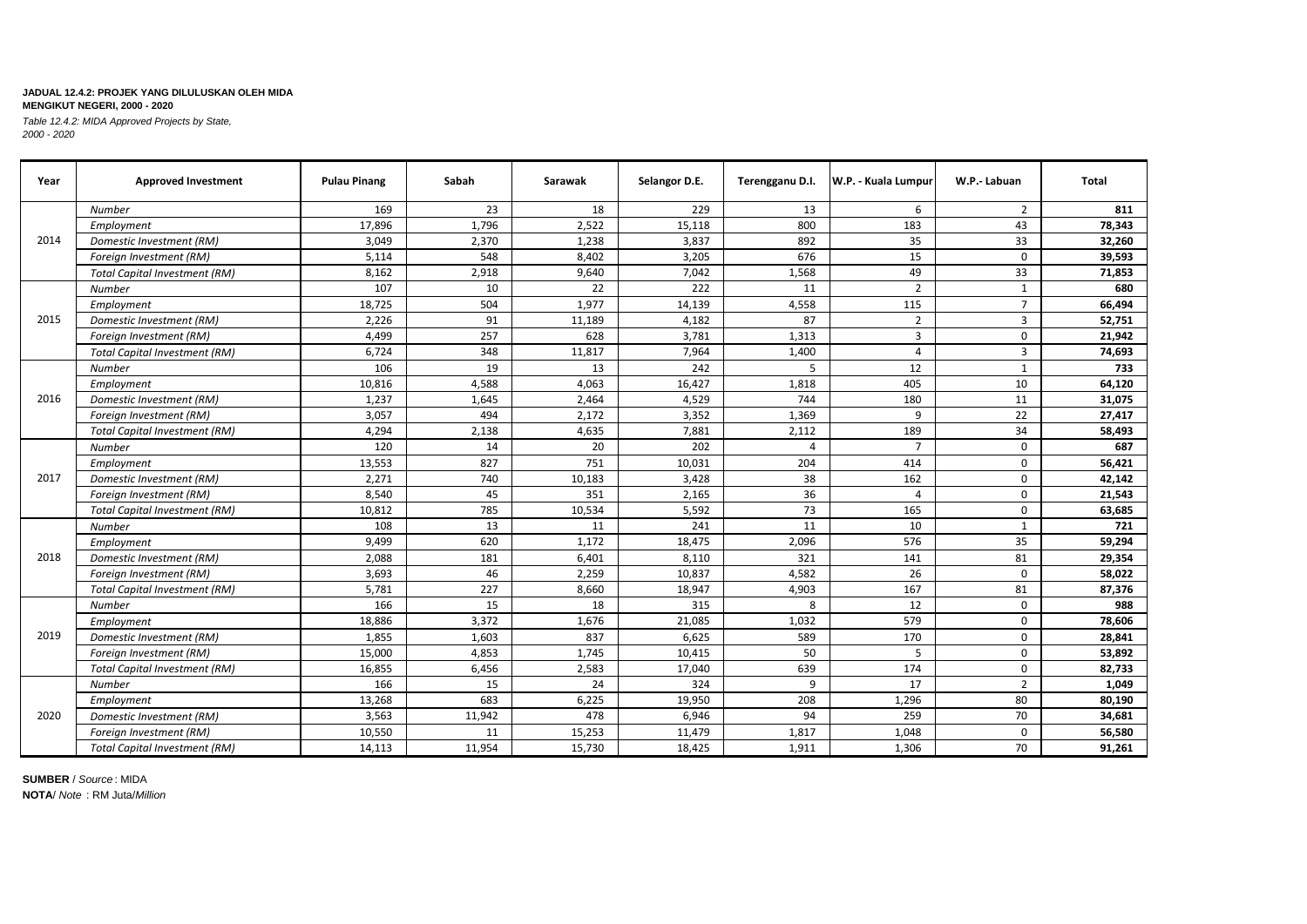**JADUAL 12.4.2: PROJEK YANG DILULUSKAN OLEH MIDA MENGIKUT NEGERI, 2000 - 2020**

*Table 12.4.2: MIDA Approved Projects by State, 2000 - 2020*

| Year | Approved Investment | Pulau Pinang | Sabah | Sarawak | Selangor D.E. | Terengganu D.I. | W.P. - Kuala Lumpur | W.P.- Labuan | Total |
|---|---|---|---|---|---|---|---|---|---|
| 2014 | *Number* | 169 | 23 | 18 | 229 | 13 | 6 | 2 | **811** |
| | *Employment* | 17,896 | 1,796 | 2,522 | 15,118 | 800 | 183 | 43 | **78,343** |
| | *Domestic Investment (RM)* | 3,049 | 2,370 | 1,238 | 3,837 | 892 | 35 | 33 | **32,260** |
| | *Foreign Investment (RM)* | 5,114 | 548 | 8,402 | 3,205 | 676 | 15 | 0 | **39,593** |
| | *Total Capital Investment (RM)* | 8,162 | 2,918 | 9,640 | 7,042 | 1,568 | 49 | 33 | **71,853** |
| 2015 | *Number* | 107 | 10 | 22 | 222 | 11 | 2 | 1 | **680** |
| | *Employment* | 18,725 | 504 | 1,977 | 14,139 | 4,558 | 115 | 7 | **66,494** |
| | *Domestic Investment (RM)* | 2,226 | 91 | 11,189 | 4,182 | 87 | 2 | 3 | **52,751** |
| | *Foreign Investment (RM)* | 4,499 | 257 | 628 | 3,781 | 1,313 | 3 | 0 | **21,942** |
| | *Total Capital Investment (RM)* | 6,724 | 348 | 11,817 | 7,964 | 1,400 | 4 | 3 | **74,693** |
| 2016 | *Number* | 106 | 19 | 13 | 242 | 5 | 12 | 1 | **733** |
| | *Employment* | 10,816 | 4,588 | 4,063 | 16,427 | 1,818 | 405 | 10 | **64,120** |
| | *Domestic Investment (RM)* | 1,237 | 1,645 | 2,464 | 4,529 | 744 | 180 | 11 | **31,075** |
| | *Foreign Investment (RM)* | 3,057 | 494 | 2,172 | 3,352 | 1,369 | 9 | 22 | **27,417** |
| | *Total Capital Investment (RM)* | 4,294 | 2,138 | 4,635 | 7,881 | 2,112 | 189 | 34 | **58,493** |
| 2017 | *Number* | 120 | 14 | 20 | 202 | 4 | 7 | 0 | **687** |
| | *Employment* | 13,553 | 827 | 751 | 10,031 | 204 | 414 | 0 | **56,421** |
| | *Domestic Investment (RM)* | 2,271 | 740 | 10,183 | 3,428 | 38 | 162 | 0 | **42,142** |
| | *Foreign Investment (RM)* | 8,540 | 45 | 351 | 2,165 | 36 | 4 | 0 | **21,543** |
| | *Total Capital Investment (RM)* | 10,812 | 785 | 10,534 | 5,592 | 73 | 165 | 0 | **63,685** |
| 2018 | *Number* | 108 | 13 | 11 | 241 | 11 | 10 | 1 | **721** |
| | *Employment* | 9,499 | 620 | 1,172 | 18,475 | 2,096 | 576 | 35 | **59,294** |
| | *Domestic Investment (RM)* | 2,088 | 181 | 6,401 | 8,110 | 321 | 141 | 81 | **29,354** |
| | *Foreign Investment (RM)* | 3,693 | 46 | 2,259 | 10,837 | 4,582 | 26 | 0 | **58,022** |
| | *Total Capital Investment (RM)* | 5,781 | 227 | 8,660 | 18,947 | 4,903 | 167 | 81 | **87,376** |
| 2019 | *Number* | 166 | 15 | 18 | 315 | 8 | 12 | 0 | **988** |
| | *Employment* | 18,886 | 3,372 | 1,676 | 21,085 | 1,032 | 579 | 0 | **78,606** |
| | *Domestic Investment (RM)* | 1,855 | 1,603 | 837 | 6,625 | 589 | 170 | 0 | **28,841** |
| | *Foreign Investment (RM)* | 15,000 | 4,853 | 1,745 | 10,415 | 50 | 5 | 0 | **53,892** |
| | *Total Capital Investment (RM)* | 16,855 | 6,456 | 2,583 | 17,040 | 639 | 174 | 0 | **82,733** |
| 2020 | *Number* | 166 | 15 | 24 | 324 | 9 | 17 | 2 | **1,049** |
| | *Employment* | 13,268 | 683 | 6,225 | 19,950 | 208 | 1,296 | 80 | **80,190** |
| | *Domestic Investment (RM)* | 3,563 | 11,942 | 478 | 6,946 | 94 | 259 | 70 | **34,681** |
| | *Foreign Investment (RM)* | 10,550 | 11 | 15,253 | 11,479 | 1,817 | 1,048 | 0 | **56,580** |
| | *Total Capital Investment (RM)* | 14,113 | 11,954 | 15,730 | 18,425 | 1,911 | 1,306 | 70 | **91,261** |

**SUMBER** / *Source* : MIDA

**NOTA**/ *Note* : RM Juta/*Million*